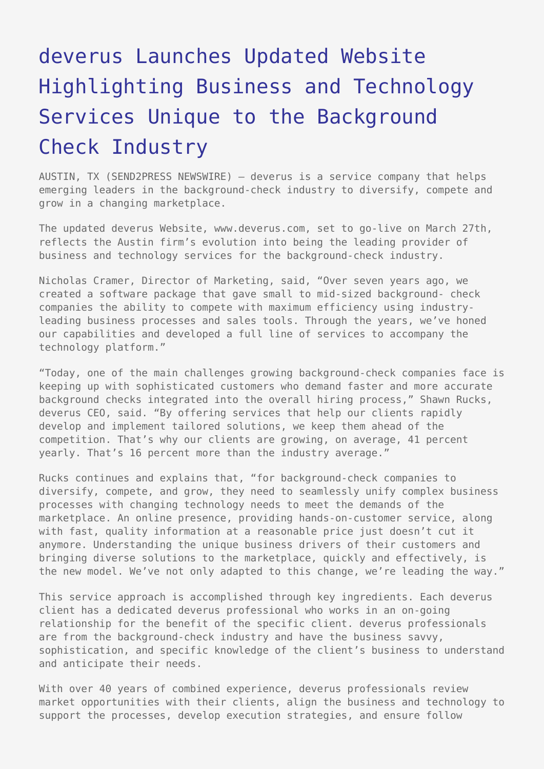# deverus Launches Updated Website Highlighting Business and Technology Services Unique to the Background Check Industry

AUSTIN, TX (SEND2PRESS NEWSWIRE) — deverus is a service company that helps emerging leaders in the background-check industry to diversify, compete and grow in a changing marketplace.

The updated deverus Website, www.deverus.com, set to go-live on March 27th, reflects the Austin firm's evolution into being the leading provider of business and technology services for the background-check industry.

Nicholas Cramer, Director of Marketing, said, "Over seven years ago, we created a software package that gave small to mid-sized background- check companies the ability to compete with maximum efficiency using industry-leading business processes and sales tools. Through the years, we've honed our capabilities and developed a full line of services to accompany the technology platform."

"Today, one of the main challenges growing background-check companies face is keeping up with sophisticated customers who demand faster and more accurate background checks integrated into the overall hiring process," Shawn Rucks, deverus CEO, said. "By offering services that help our clients rapidly develop and implement tailored solutions, we keep them ahead of the competition. That's why our clients are growing, on average, 41 percent yearly. That's 16 percent more than the industry average."

Rucks continues and explains that, "for background-check companies to diversify, compete, and grow, they need to seamlessly unify complex business processes with changing technology needs to meet the demands of the marketplace. An online presence, providing hands-on-customer service, along with fast, quality information at a reasonable price just doesn't cut it anymore. Understanding the unique business drivers of their customers and bringing diverse solutions to the marketplace, quickly and effectively, is the new model. We've not only adapted to this change, we're leading the way."

This service approach is accomplished through key ingredients. Each deverus client has a dedicated deverus professional who works in an on-going relationship for the benefit of the specific client. deverus professionals are from the background-check industry and have the business savvy, sophistication, and specific knowledge of the client's business to understand and anticipate their needs.

With over 40 years of combined experience, deverus professionals review market opportunities with their clients, align the business and technology to support the processes, develop execution strategies, and ensure follow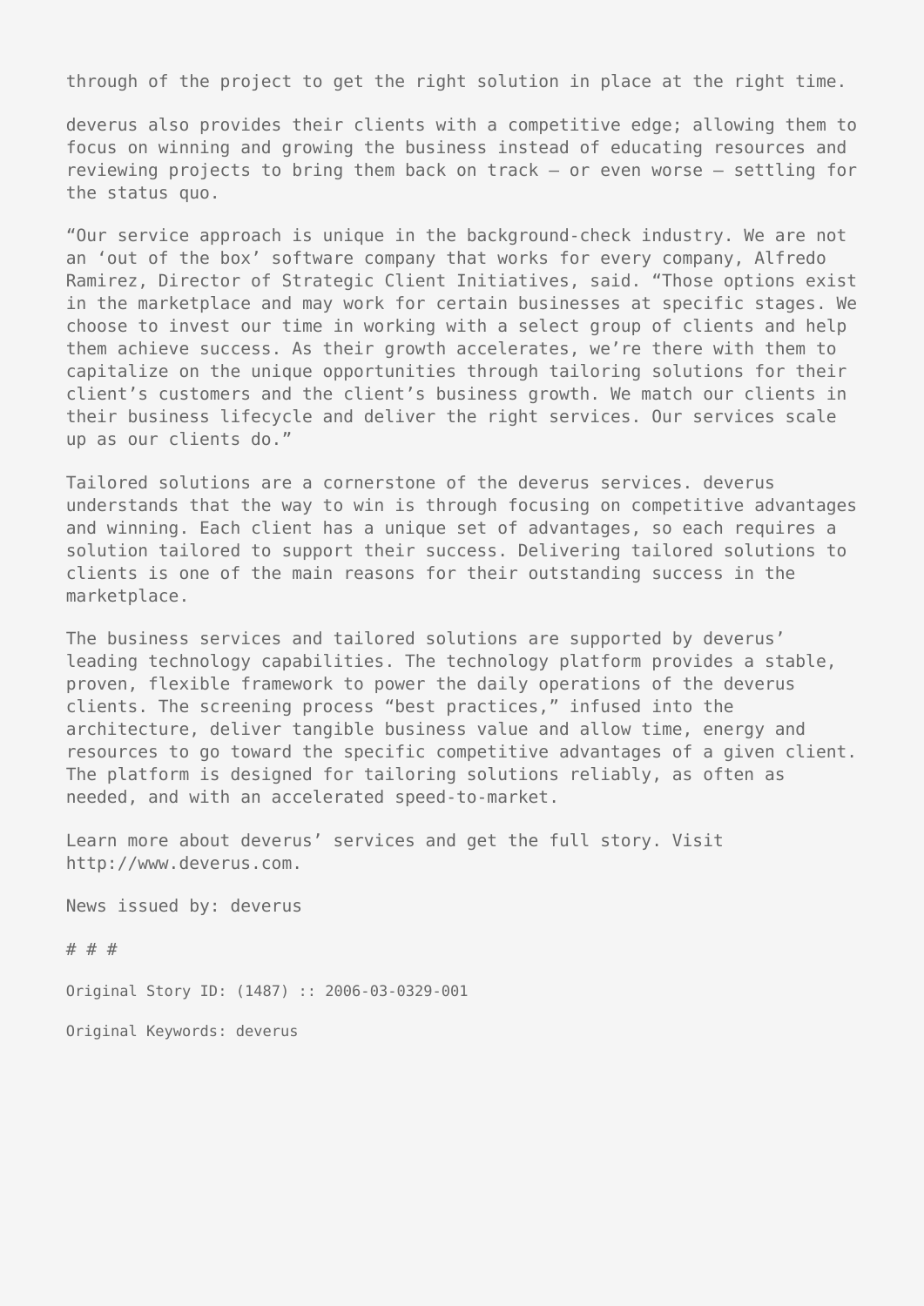through of the project to get the right solution in place at the right time.

deverus also provides their clients with a competitive edge; allowing them to focus on winning and growing the business instead of educating resources and reviewing projects to bring them back on track – or even worse – settling for the status quo.

“Our service approach is unique in the background-check industry. We are not an ‘out of the box’ software company that works for every company, Alfredo Ramirez, Director of Strategic Client Initiatives, said. “Those options exist in the marketplace and may work for certain businesses at specific stages. We choose to invest our time in working with a select group of clients and help them achieve success. As their growth accelerates, we’re there with them to capitalize on the unique opportunities through tailoring solutions for their client’s customers and the client’s business growth. We match our clients in their business lifecycle and deliver the right services. Our services scale up as our clients do.”

Tailored solutions are a cornerstone of the deverus services. deverus understands that the way to win is through focusing on competitive advantages and winning. Each client has a unique set of advantages, so each requires a solution tailored to support their success. Delivering tailored solutions to clients is one of the main reasons for their outstanding success in the marketplace.

The business services and tailored solutions are supported by deverus’ leading technology capabilities. The technology platform provides a stable, proven, flexible framework to power the daily operations of the deverus clients. The screening process “best practices,” infused into the architecture, deliver tangible business value and allow time, energy and resources to go toward the specific competitive advantages of a given client. The platform is designed for tailoring solutions reliably, as often as needed, and with an accelerated speed-to-market.

Learn more about deverus’ services and get the full story. Visit http://www.deverus.com.

News issued by: deverus

# # #

Original Story ID: (1487) :: 2006-03-0329-001

Original Keywords: deverus